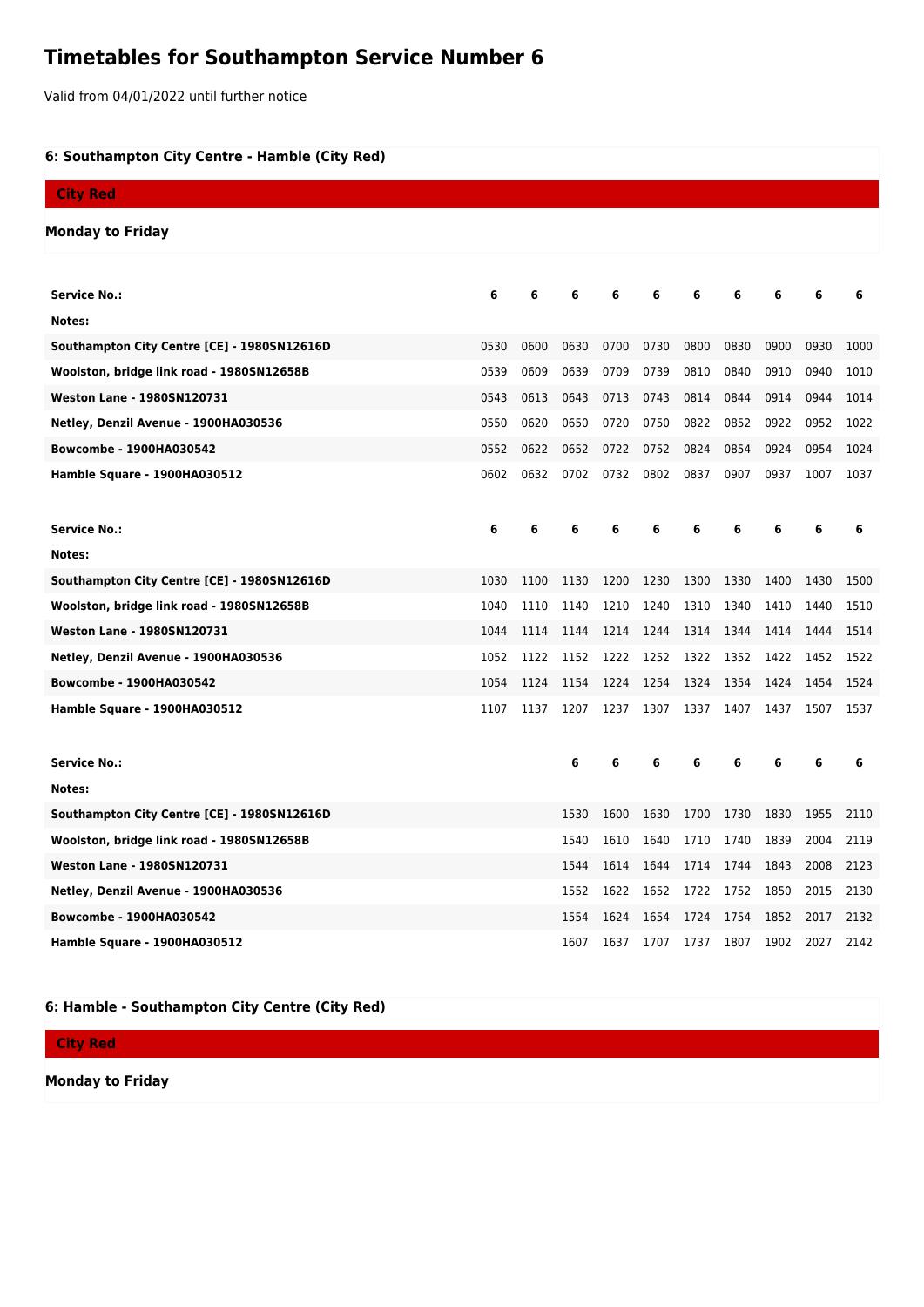# Timetables for Southampton Service Number 6

Valid from 04/01/2022 until further notice

### 6: Southampton City Centre - Hamble (City Red)

**City Red**

**Monday to Friday**

| Service No.: | 6 | 6 | 6 | 6 | 6 | 6 | 6 | 6 | 6 | 6 |
|---|---|---|---|---|---|---|---|---|---|---|
| Notes: | | | | | | | | | | |
| Southampton City Centre [CE] - 1980SN12616D | 0530 | 0600 | 0630 | 0700 | 0730 | 0800 | 0830 | 0900 | 0930 | 1000 |
| Woolston, bridge link road - 1980SN12658B | 0539 | 0609 | 0639 | 0709 | 0739 | 0810 | 0840 | 0910 | 0940 | 1010 |
| Weston Lane - 1980SN120731 | 0543 | 0613 | 0643 | 0713 | 0743 | 0814 | 0844 | 0914 | 0944 | 1014 |
| Netley, Denzil Avenue - 1900HA030536 | 0550 | 0620 | 0650 | 0720 | 0750 | 0822 | 0852 | 0922 | 0952 | 1022 |
| Bowcombe - 1900HA030542 | 0552 | 0622 | 0652 | 0722 | 0752 | 0824 | 0854 | 0924 | 0954 | 1024 |
| Hamble Square - 1900HA030512 | 0602 | 0632 | 0702 | 0732 | 0802 | 0837 | 0907 | 0937 | 1007 | 1037 |

| Service No.: | 6 | 6 | 6 | 6 | 6 | 6 | 6 | 6 | 6 | 6 |
|---|---|---|---|---|---|---|---|---|---|---|
| Notes: | | | | | | | | | | |
| Southampton City Centre [CE] - 1980SN12616D | 1030 | 1100 | 1130 | 1200 | 1230 | 1300 | 1330 | 1400 | 1430 | 1500 |
| Woolston, bridge link road - 1980SN12658B | 1040 | 1110 | 1140 | 1210 | 1240 | 1310 | 1340 | 1410 | 1440 | 1510 |
| Weston Lane - 1980SN120731 | 1044 | 1114 | 1144 | 1214 | 1244 | 1314 | 1344 | 1414 | 1444 | 1514 |
| Netley, Denzil Avenue - 1900HA030536 | 1052 | 1122 | 1152 | 1222 | 1252 | 1322 | 1352 | 1422 | 1452 | 1522 |
| Bowcombe - 1900HA030542 | 1054 | 1124 | 1154 | 1224 | 1254 | 1324 | 1354 | 1424 | 1454 | 1524 |
| Hamble Square - 1900HA030512 | 1107 | 1137 | 1207 | 1237 | 1307 | 1337 | 1407 | 1437 | 1507 | 1537 |

| Service No.: | 6 | 6 | 6 | 6 | 6 | 6 | 6 | 6 |
|---|---|---|---|---|---|---|---|---|
| Notes: | | | | | | | | |
| Southampton City Centre [CE] - 1980SN12616D | 1530 | 1600 | 1630 | 1700 | 1730 | 1830 | 1955 | 2110 |
| Woolston, bridge link road - 1980SN12658B | 1540 | 1610 | 1640 | 1710 | 1740 | 1839 | 2004 | 2119 |
| Weston Lane - 1980SN120731 | 1544 | 1614 | 1644 | 1714 | 1744 | 1843 | 2008 | 2123 |
| Netley, Denzil Avenue - 1900HA030536 | 1552 | 1622 | 1652 | 1722 | 1752 | 1850 | 2015 | 2130 |
| Bowcombe - 1900HA030542 | 1554 | 1624 | 1654 | 1724 | 1754 | 1852 | 2017 | 2132 |
| Hamble Square - 1900HA030512 | 1607 | 1637 | 1707 | 1737 | 1807 | 1902 | 2027 | 2142 |

### 6: Hamble - Southampton City Centre (City Red)

**City Red**

**Monday to Friday**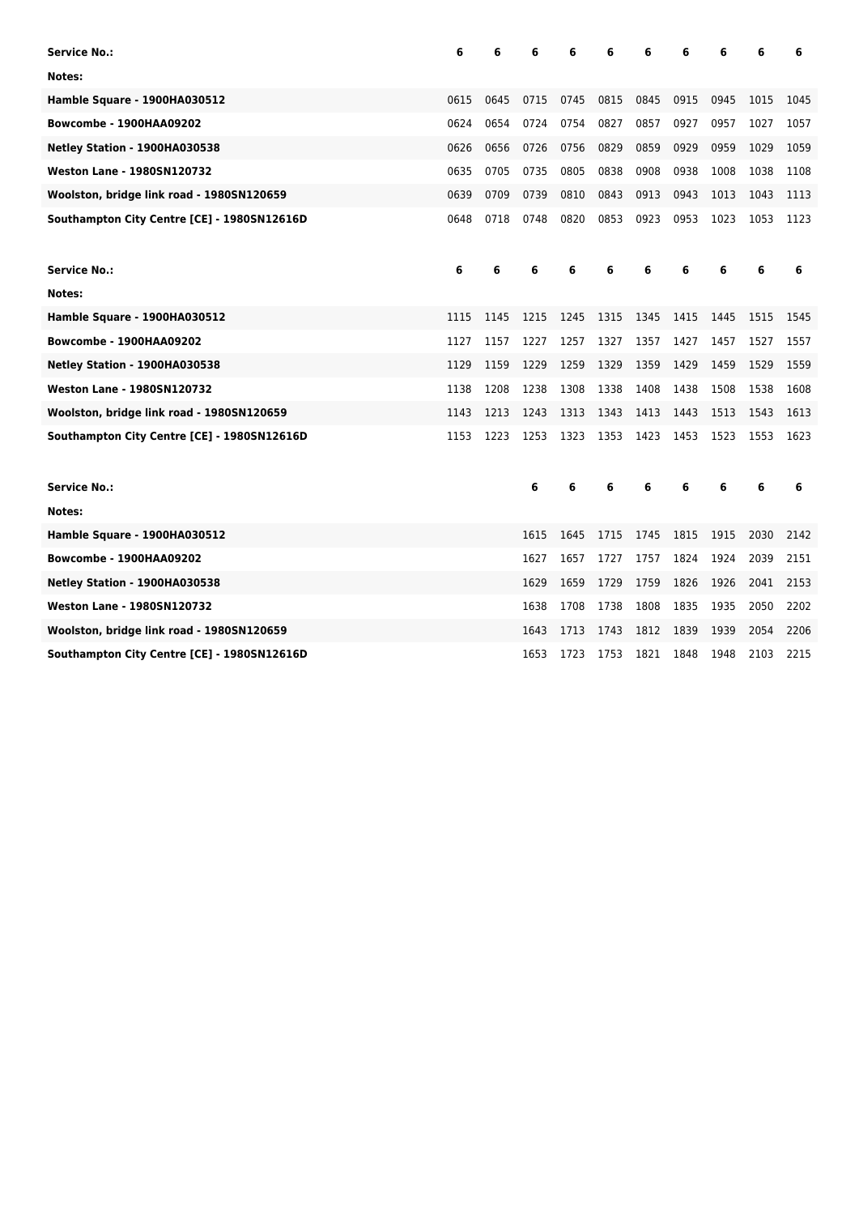| Service No.: | 6 | 6 | 6 | 6 | 6 | 6 | 6 | 6 | 6 | 6 |
|---|---|---|---|---|---|---|---|---|---|---|
| Notes: | | | | | | | | | | |
| Hamble Square - 1900HA030512 | 0615 | 0645 | 0715 | 0745 | 0815 | 0845 | 0915 | 0945 | 1015 | 1045 |
| Bowcombe - 1900HAA09202 | 0624 | 0654 | 0724 | 0754 | 0827 | 0857 | 0927 | 0957 | 1027 | 1057 |
| Netley Station - 1900HA030538 | 0626 | 0656 | 0726 | 0756 | 0829 | 0859 | 0929 | 0959 | 1029 | 1059 |
| Weston Lane - 1980SN120732 | 0635 | 0705 | 0735 | 0805 | 0838 | 0908 | 0938 | 1008 | 1038 | 1108 |
| Woolston, bridge link road - 1980SN120659 | 0639 | 0709 | 0739 | 0810 | 0843 | 0913 | 0943 | 1013 | 1043 | 1113 |
| Southampton City Centre [CE] - 1980SN12616D | 0648 | 0718 | 0748 | 0820 | 0853 | 0923 | 0953 | 1023 | 1053 | 1123 |

| Service No.: | 6 | 6 | 6 | 6 | 6 | 6 | 6 | 6 | 6 | 6 |
|---|---|---|---|---|---|---|---|---|---|---|
| Notes: | | | | | | | | | | |
| Hamble Square - 1900HA030512 | 1115 | 1145 | 1215 | 1245 | 1315 | 1345 | 1415 | 1445 | 1515 | 1545 |
| Bowcombe - 1900HAA09202 | 1127 | 1157 | 1227 | 1257 | 1327 | 1357 | 1427 | 1457 | 1527 | 1557 |
| Netley Station - 1900HA030538 | 1129 | 1159 | 1229 | 1259 | 1329 | 1359 | 1429 | 1459 | 1529 | 1559 |
| Weston Lane - 1980SN120732 | 1138 | 1208 | 1238 | 1308 | 1338 | 1408 | 1438 | 1508 | 1538 | 1608 |
| Woolston, bridge link road - 1980SN120659 | 1143 | 1213 | 1243 | 1313 | 1343 | 1413 | 1443 | 1513 | 1543 | 1613 |
| Southampton City Centre [CE] - 1980SN12616D | 1153 | 1223 | 1253 | 1323 | 1353 | 1423 | 1453 | 1523 | 1553 | 1623 |

| Service No.: | 6 | 6 | 6 | 6 | 6 | 6 | 6 | 6 |
|---|---|---|---|---|---|---|---|---|
| Notes: | | | | | | | | |
| Hamble Square - 1900HA030512 | 1615 | 1645 | 1715 | 1745 | 1815 | 1915 | 2030 | 2142 |
| Bowcombe - 1900HAA09202 | 1627 | 1657 | 1727 | 1757 | 1824 | 1924 | 2039 | 2151 |
| Netley Station - 1900HA030538 | 1629 | 1659 | 1729 | 1759 | 1826 | 1926 | 2041 | 2153 |
| Weston Lane - 1980SN120732 | 1638 | 1708 | 1738 | 1808 | 1835 | 1935 | 2050 | 2202 |
| Woolston, bridge link road - 1980SN120659 | 1643 | 1713 | 1743 | 1812 | 1839 | 1939 | 2054 | 2206 |
| Southampton City Centre [CE] - 1980SN12616D | 1653 | 1723 | 1753 | 1821 | 1848 | 1948 | 2103 | 2215 |